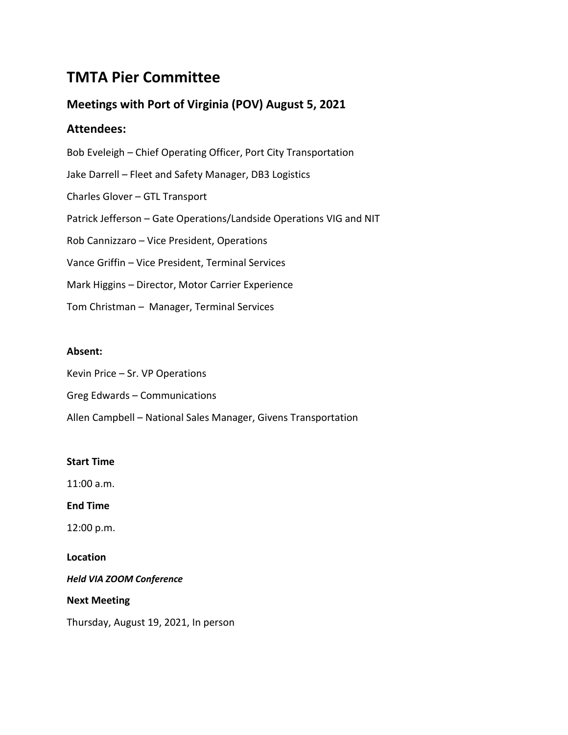# TMTA Pier Committee

## Meetings with Port of Virginia (POV) August 5, 2021

## Attendees:

Bob Eveleigh – Chief Operating Officer, Port City Transportation

Jake Darrell – Fleet and Safety Manager, DB3 Logistics

Charles Glover – GTL Transport

Patrick Jefferson – Gate Operations/Landside Operations VIG and NIT

Rob Cannizzaro – Vice President, Operations

Vance Griffin – Vice President, Terminal Services

Mark Higgins – Director, Motor Carrier Experience

Tom Christman – Manager, Terminal Services

**Absent:**

Kevin Price – Sr. VP Operations

Greg Edwards – Communications

Allen Campbell – National Sales Manager, Givens Transportation

**Start Time**

11:00 a.m.

**End Time**

12:00 p.m.

**Location**

***Held VIA ZOOM Conference***

**Next Meeting**

Thursday, August 19, 2021, In person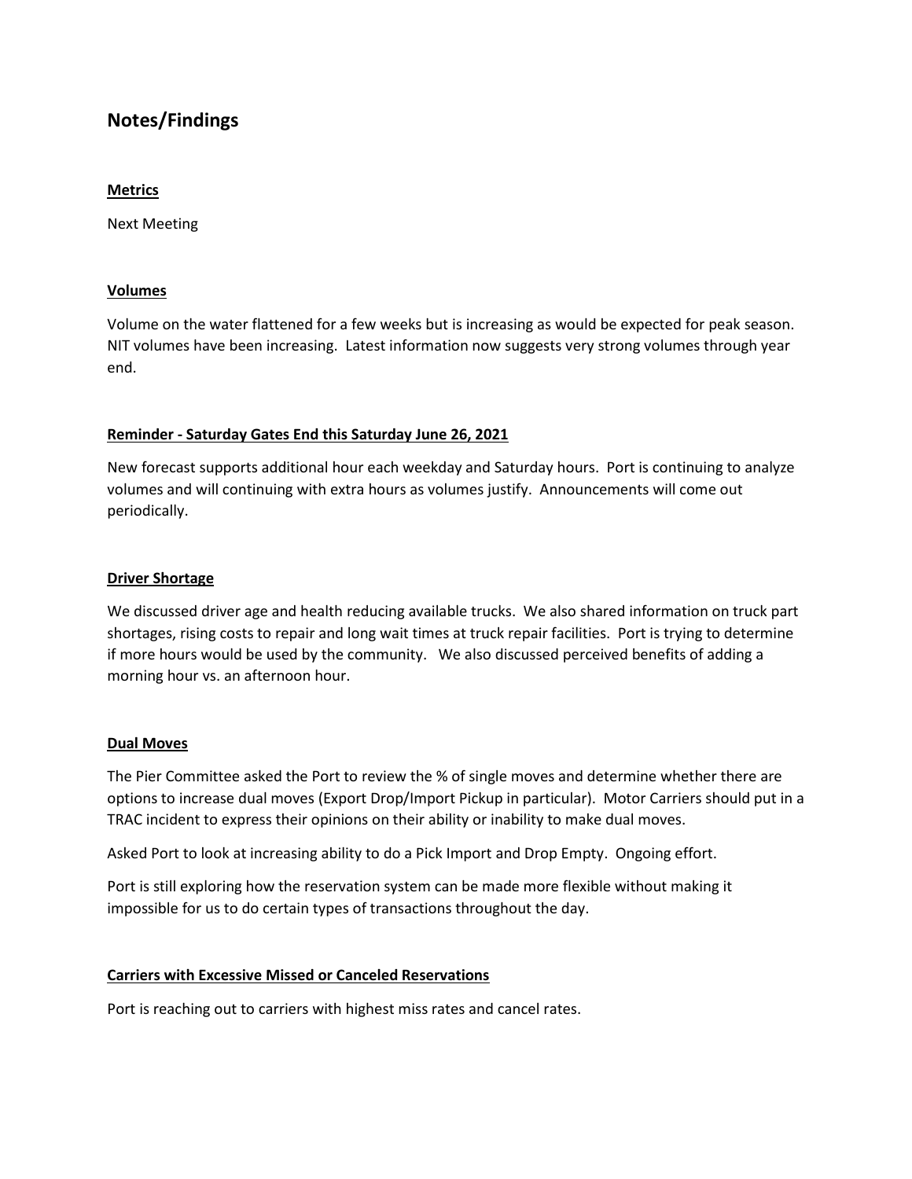## Notes/Findings

**Metrics**

Next Meeting

**Volumes**

Volume on the water flattened for a few weeks but is increasing as would be expected for peak season. NIT volumes have been increasing. Latest information now suggests very strong volumes through year end.

**Reminder - Saturday Gates End this Saturday June 26, 2021**

New forecast supports additional hour each weekday and Saturday hours. Port is continuing to analyze volumes and will continuing with extra hours as volumes justify. Announcements will come out periodically.

**Driver Shortage**

We discussed driver age and health reducing available trucks. We also shared information on truck part shortages, rising costs to repair and long wait times at truck repair facilities. Port is trying to determine if more hours would be used by the community. We also discussed perceived benefits of adding a morning hour vs. an afternoon hour.

**Dual Moves**

The Pier Committee asked the Port to review the % of single moves and determine whether there are options to increase dual moves (Export Drop/Import Pickup in particular). Motor Carriers should put in a TRAC incident to express their opinions on their ability or inability to make dual moves.

Asked Port to look at increasing ability to do a Pick Import and Drop Empty. Ongoing effort.

Port is still exploring how the reservation system can be made more flexible without making it impossible for us to do certain types of transactions throughout the day.

**Carriers with Excessive Missed or Canceled Reservations**

Port is reaching out to carriers with highest miss rates and cancel rates.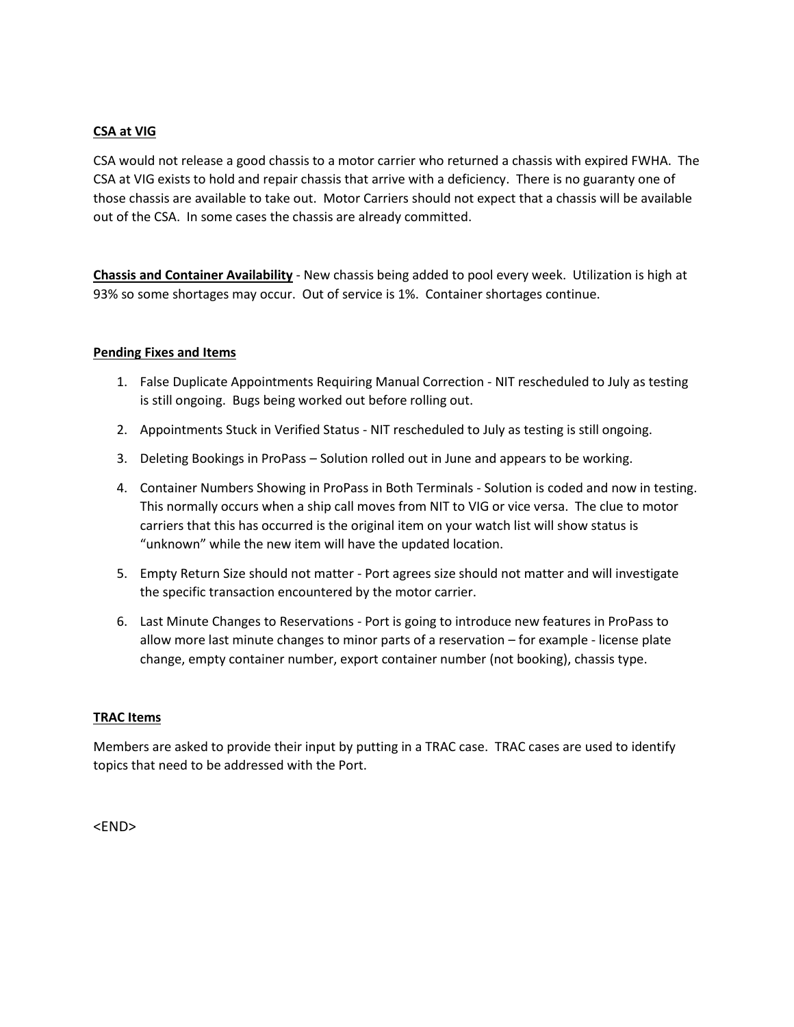**CSA at VIG**

CSA would not release a good chassis to a motor carrier who returned a chassis with expired FWHA. The CSA at VIG exists to hold and repair chassis that arrive with a deficiency. There is no guaranty one of those chassis are available to take out. Motor Carriers should not expect that a chassis will be available out of the CSA. In some cases the chassis are already committed.

**Chassis and Container Availability** - New chassis being added to pool every week. Utilization is high at 93% so some shortages may occur. Out of service is 1%. Container shortages continue.

**Pending Fixes and Items**

1. False Duplicate Appointments Requiring Manual Correction - NIT rescheduled to July as testing is still ongoing. Bugs being worked out before rolling out.
2. Appointments Stuck in Verified Status - NIT rescheduled to July as testing is still ongoing.
3. Deleting Bookings in ProPass – Solution rolled out in June and appears to be working.
4. Container Numbers Showing in ProPass in Both Terminals - Solution is coded and now in testing. This normally occurs when a ship call moves from NIT to VIG or vice versa. The clue to motor carriers that this has occurred is the original item on your watch list will show status is "unknown" while the new item will have the updated location.
5. Empty Return Size should not matter - Port agrees size should not matter and will investigate the specific transaction encountered by the motor carrier.
6. Last Minute Changes to Reservations - Port is going to introduce new features in ProPass to allow more last minute changes to minor parts of a reservation – for example - license plate change, empty container number, export container number (not booking), chassis type.

**TRAC Items**

Members are asked to provide their input by putting in a TRAC case. TRAC cases are used to identify topics that need to be addressed with the Port.

<END>